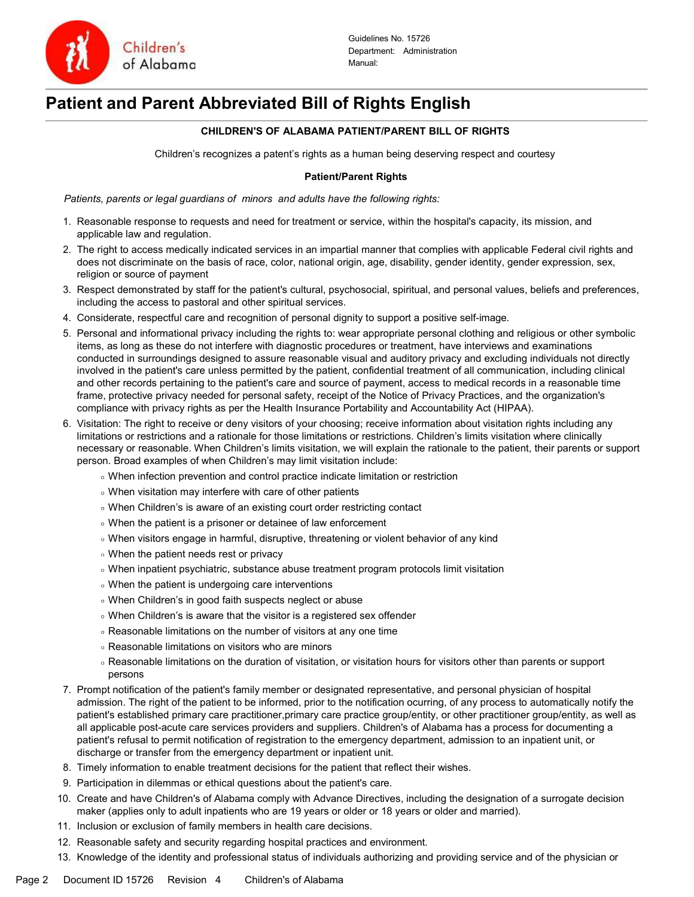Guidelines No. 15726
Department: Administration
Manual:

# Patient and Parent Abbreviated Bill of Rights English

**CHILDREN'S OF ALABAMA PATIENT/PARENT BILL OF RIGHTS**

Children's recognizes a patent's rights as a human being deserving respect and courtesy

**Patient/Parent Rights**

*Patients, parents or legal guardians of minors and adults have the following rights:*

1. Reasonable response to requests and need for treatment or service, within the hospital's capacity, its mission, and applicable law and regulation.
2. The right to access medically indicated services in an impartial manner that complies with applicable Federal civil rights and does not discriminate on the basis of race, color, national origin, age, disability, gender identity, gender expression, sex, religion or source of payment
3. Respect demonstrated by staff for the patient's cultural, psychosocial, spiritual, and personal values, beliefs and preferences, including the access to pastoral and other spiritual services.
4. Considerate, respectful care and recognition of personal dignity to support a positive self-image.
5. Personal and informational privacy including the rights to: wear appropriate personal clothing and religious or other symbolic items, as long as these do not interfere with diagnostic procedures or treatment, have interviews and examinations conducted in surroundings designed to assure reasonable visual and auditory privacy and excluding individuals not directly involved in the patient's care unless permitted by the patient, confidential treatment of all communication, including clinical and other records pertaining to the patient's care and source of payment, access to medical records in a reasonable time frame, protective privacy needed for personal safety, receipt of the Notice of Privacy Practices, and the organization's compliance with privacy rights as per the Health Insurance Portability and Accountability Act (HIPAA).
6. Visitation: The right to receive or deny visitors of your choosing; receive information about visitation rights including any limitations or restrictions and a rationale for those limitations or restrictions. Children's limits visitation where clinically necessary or reasonable. When Children's limits visitation, we will explain the rationale to the patient, their parents or support person. Broad examples of when Children's may limit visitation include:
    - When infection prevention and control practice indicate limitation or restriction
    - When visitation may interfere with care of other patients
    - When Children's is aware of an existing court order restricting contact
    - When the patient is a prisoner or detainee of law enforcement
    - When visitors engage in harmful, disruptive, threatening or violent behavior of any kind
    - When the patient needs rest or privacy
    - When inpatient psychiatric, substance abuse treatment program protocols limit visitation
    - When the patient is undergoing care interventions
    - When Children's in good faith suspects neglect or abuse
    - When Children's is aware that the visitor is a registered sex offender
    - Reasonable limitations on the number of visitors at any one time
    - Reasonable limitations on visitors who are minors
    - Reasonable limitations on the duration of visitation, or visitation hours for visitors other than parents or support persons
7. Prompt notification of the patient's family member or designated representative, and personal physician of hospital admission. The right of the patient to be informed, prior to the notification ocurring, of any process to automatically notify the patient's established primary care practitioner,primary care practice group/entity, or other practitioner group/entity, as well as all applicable post-acute care services providers and suppliers. Children's of Alabama has a process for documenting a patient's refusal to permit notification of registration to the emergency department, admission to an inpatient unit, or discharge or transfer from the emergency department or inpatient unit.
8. Timely information to enable treatment decisions for the patient that reflect their wishes.
9. Participation in dilemmas or ethical questions about the patient's care.
10. Create and have Children's of Alabama comply with Advance Directives, including the designation of a surrogate decision maker (applies only to adult inpatients who are 19 years or older or 18 years or older and married).
11. Inclusion or exclusion of family members in health care decisions.
12. Reasonable safety and security regarding hospital practices and environment.
13. Knowledge of the identity and professional status of individuals authorizing and providing service and of the physician or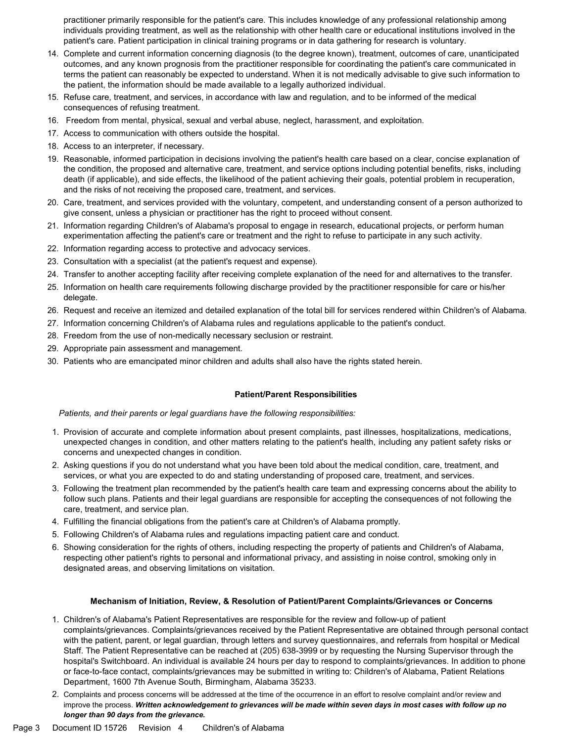practitioner primarily responsible for the patient's care. This includes knowledge of any professional relationship among individuals providing treatment, as well as the relationship with other health care or educational institutions involved in the patient's care. Patient participation in clinical training programs or in data gathering for research is voluntary.

14. Complete and current information concerning diagnosis (to the degree known), treatment, outcomes of care, unanticipated outcomes, and any known prognosis from the practitioner responsible for coordinating the patient's care communicated in terms the patient can reasonably be expected to understand. When it is not medically advisable to give such information to the patient, the information should be made available to a legally authorized individual.
15. Refuse care, treatment, and services, in accordance with law and regulation, and to be informed of the medical consequences of refusing treatment.
16. Freedom from mental, physical, sexual and verbal abuse, neglect, harassment, and exploitation.
17. Access to communication with others outside the hospital.
18. Access to an interpreter, if necessary.
19. Reasonable, informed participation in decisions involving the patient's health care based on a clear, concise explanation of the condition, the proposed and alternative care, treatment, and service options including potential benefits, risks, including death (if applicable), and side effects, the likelihood of the patient achieving their goals, potential problem in recuperation, and the risks of not receiving the proposed care, treatment, and services.
20. Care, treatment, and services provided with the voluntary, competent, and understanding consent of a person authorized to give consent, unless a physician or practitioner has the right to proceed without consent.
21. Information regarding Children's of Alabama's proposal to engage in research, educational projects, or perform human experimentation affecting the patient's care or treatment and the right to refuse to participate in any such activity.
22. Information regarding access to protective and advocacy services.
23. Consultation with a specialist (at the patient's request and expense).
24. Transfer to another accepting facility after receiving complete explanation of the need for and alternatives to the transfer.
25. Information on health care requirements following discharge provided by the practitioner responsible for care or his/her delegate.
26. Request and receive an itemized and detailed explanation of the total bill for services rendered within Children's of Alabama.
27. Information concerning Children's of Alabama rules and regulations applicable to the patient's conduct.
28. Freedom from the use of non-medically necessary seclusion or restraint.
29. Appropriate pain assessment and management.
30. Patients who are emancipated minor children and adults shall also have the rights stated herein.

## Patient/Parent Responsibilities

*Patients, and their parents or legal guardians have the following responsibilities:*

1. Provision of accurate and complete information about present complaints, past illnesses, hospitalizations, medications, unexpected changes in condition, and other matters relating to the patient's health, including any patient safety risks or concerns and unexpected changes in condition.
2. Asking questions if you do not understand what you have been told about the medical condition, care, treatment, and services, or what you are expected to do and stating understanding of proposed care, treatment, and services.
3. Following the treatment plan recommended by the patient's health care team and expressing concerns about the ability to follow such plans. Patients and their legal guardians are responsible for accepting the consequences of not following the care, treatment, and service plan.
4. Fulfilling the financial obligations from the patient's care at Children's of Alabama promptly.
5. Following Children's of Alabama rules and regulations impacting patient care and conduct.
6. Showing consideration for the rights of others, including respecting the property of patients and Children's of Alabama, respecting other patient's rights to personal and informational privacy, and assisting in noise control, smoking only in designated areas, and observing limitations on visitation.

## Mechanism of Initiation, Review, & Resolution of Patient/Parent Complaints/Grievances or Concerns

1. Children's of Alabama's Patient Representatives are responsible for the review and follow-up of patient complaints/grievances. Complaints/grievances received by the Patient Representative are obtained through personal contact with the patient, parent, or legal guardian, through letters and survey questionnaires, and referrals from hospital or Medical Staff. The Patient Representative can be reached at (205) 638-3999 or by requesting the Nursing Supervisor through the hospital's Switchboard. An individual is available 24 hours per day to respond to complaints/grievances. In addition to phone or face-to-face contact, complaints/grievances may be submitted in writing to: Children's of Alabama, Patient Relations Department, 1600 7th Avenue South, Birmingham, Alabama 35233.
2. Complaints and process concerns will be addressed at the time of the occurrence in an effort to resolve complaint and/or review and improve the process. ***Written acknowledgement to grievances will be made within seven days in most cases with follow up no longer than 90 days from the grievance.***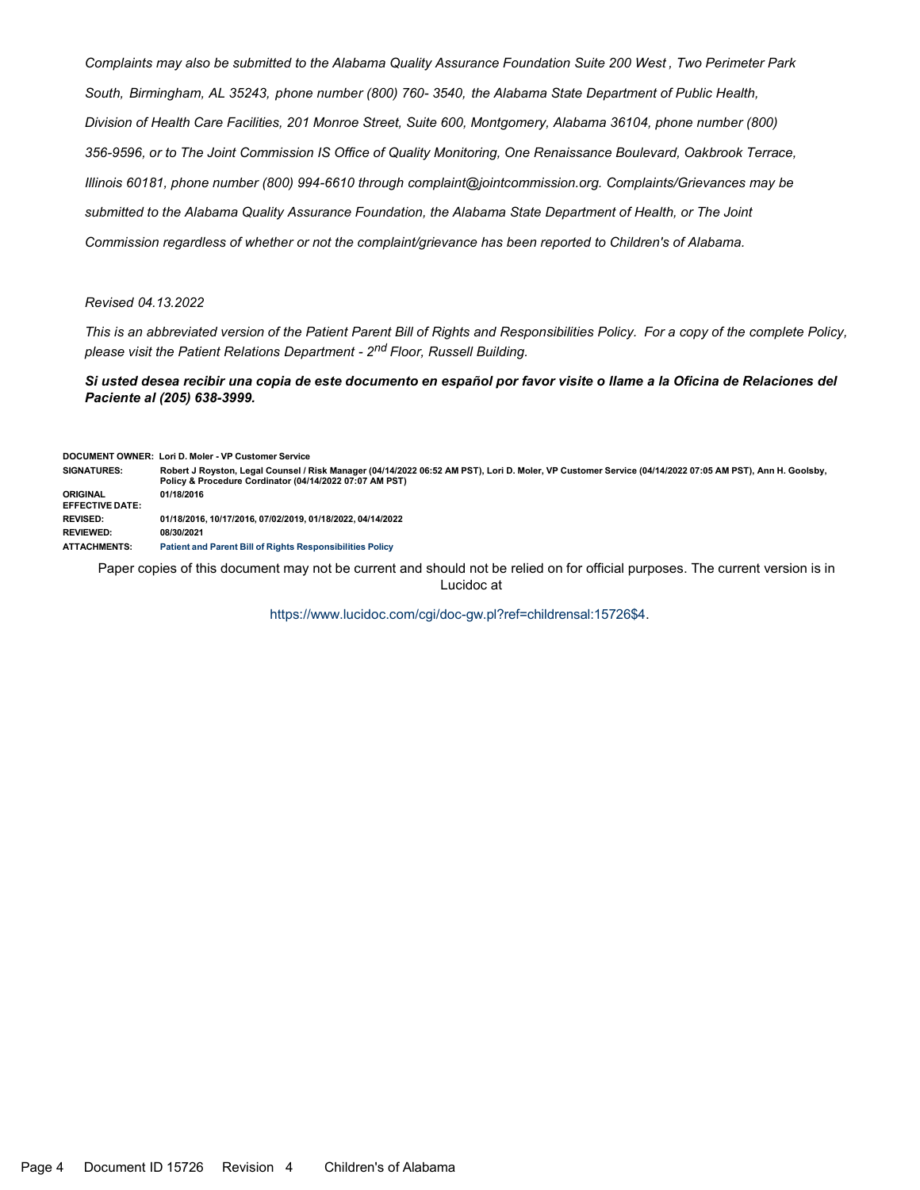*Complaints may also be submitted to the Alabama Quality Assurance Foundation Suite 200 West , Two Perimeter Park South, Birmingham, AL 35243, phone number (800) 760- 3540, the Alabama State Department of Public Health, Division of Health Care Facilities, 201 Monroe Street, Suite 600, Montgomery, Alabama 36104, phone number (800) 356-9596, or to The Joint Commission IS Office of Quality Monitoring, One Renaissance Boulevard, Oakbrook Terrace, Illinois 60181, phone number (800) 994-6610 through complaint@jointcommission.org. Complaints/Grievances may be submitted to the Alabama Quality Assurance Foundation, the Alabama State Department of Health, or The Joint Commission regardless of whether or not the complaint/grievance has been reported to Children's of Alabama.*

*Revised 04.13.2022*

*This is an abbreviated version of the Patient Parent Bill of Rights and Responsibilities Policy. For a copy of the complete Policy, please visit the Patient Relations Department - 2nd Floor, Russell Building.*

***Si usted desea recibir una copia de este documento en español por favor visite o llame a la Oficina de Relaciones del Paciente al (205) 638-3999.***

| | |
|---|---|
| **DOCUMENT OWNER:** | **Lori D. Moler - VP Customer Service** |
| **SIGNATURES:** | **Robert J Royston, Legal Counsel / Risk Manager (04/14/2022 06:52 AM PST), Lori D. Moler, VP Customer Service (04/14/2022 07:05 AM PST), Ann H. Goolsby, Policy & Procedure Cordinator (04/14/2022 07:07 AM PST)** |
| **ORIGINAL EFFECTIVE DATE:** | **01/18/2016** |
| **REVISED:** | **01/18/2016, 10/17/2016, 07/02/2019, 01/18/2022, 04/14/2022** |
| **REVIEWED:** | **08/30/2021** |
| **ATTACHMENTS:** | **Patient and Parent Bill of Rights Responsibilities Policy** |

Paper copies of this document may not be current and should not be relied on for official purposes. The current version is in Lucidoc at

https://www.lucidoc.com/cgi/doc-gw.pl?ref=childrensal:15726$4.